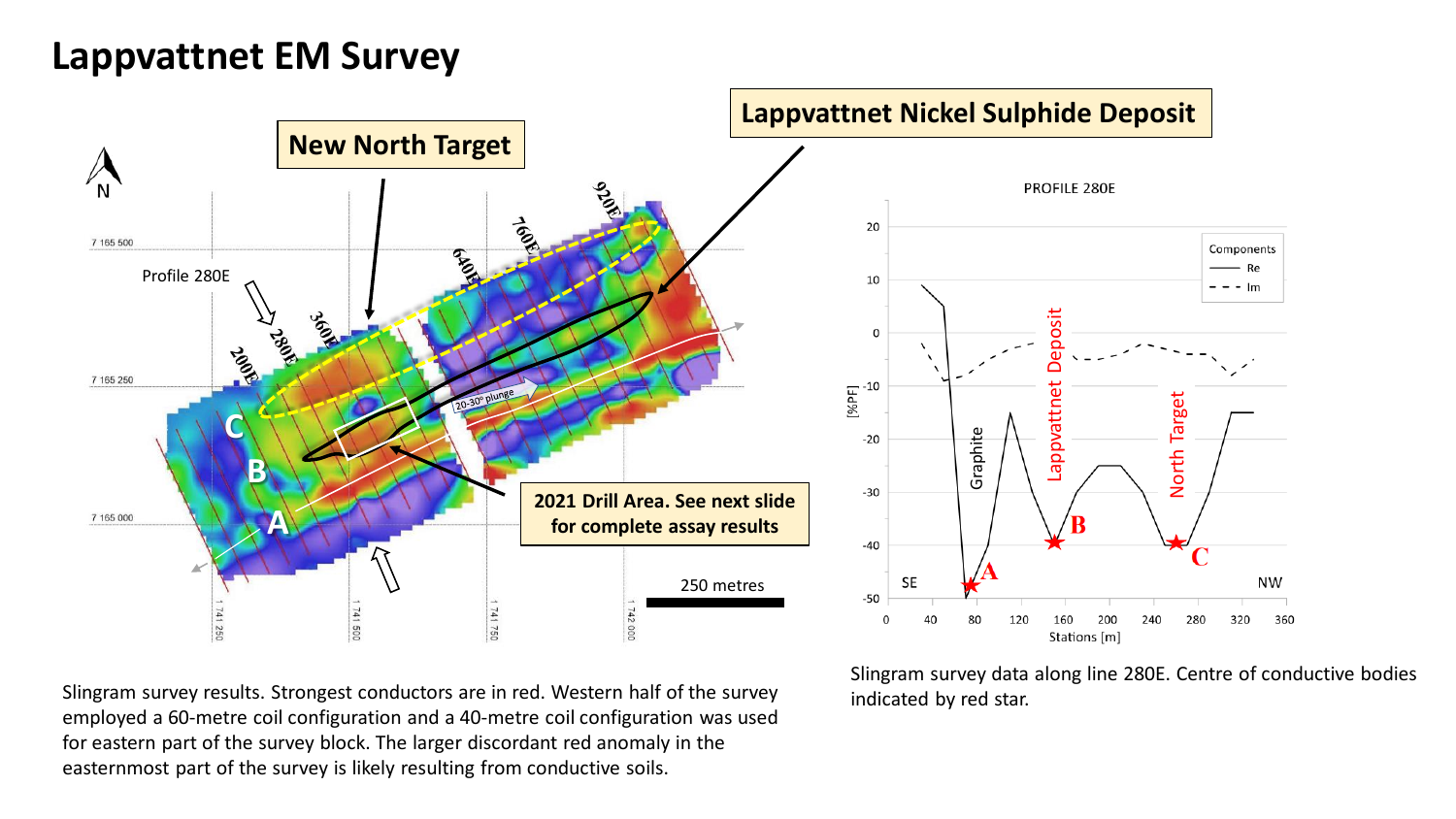# Lappvattnet EM Survey

New North Target

Lappvattnet Nickel Sulphide Deposit

Profile 280E

200E

280E

360E

640E

760E

920E

20-30° plunge

C

B

A

7 165 500

7 165 250

7 165 000

1 741 250

1 741 500

1 741 750

1 742 000

2021 Drill Area. See next slide for complete assay results

250 metres

PROFILE 280E

Components

Re

Im

[%PF]

Stations [m]

SE

NW

Graphite

Lappvattnet Deposit

North Target

Slingram survey results. Strongest conductors are in red. Western half of the survey employed a 60-metre coil configuration and a 40-metre coil configuration was used for eastern part of the survey block. The larger discordant red anomaly in the easternmost part of the survey is likely resulting from conductive soils.

Slingram survey data along line 280E. Centre of conductive bodies indicated by red star.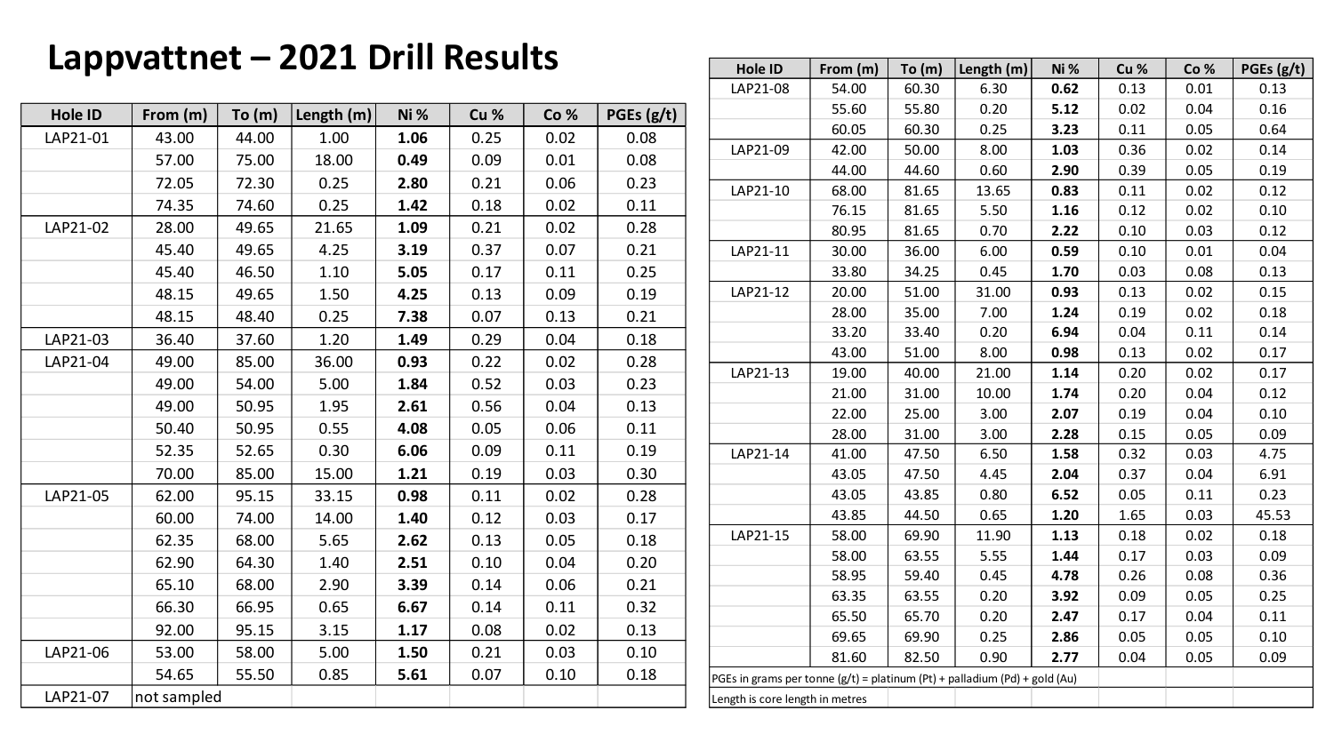# Lappvattnet – 2021 Drill Results

| Hole ID | From (m) | To (m) | Length (m) | Ni % | Cu % | Co % | PGEs (g/t) |
|---|---|---|---|---|---|---|---|
| LAP21-01 | 43.00 | 44.00 | 1.00 | **1.06** | 0.25 | 0.02 | 0.08 |
| | 57.00 | 75.00 | 18.00 | **0.49** | 0.09 | 0.01 | 0.08 |
| | 72.05 | 72.30 | 0.25 | **2.80** | 0.21 | 0.06 | 0.23 |
| | 74.35 | 74.60 | 0.25 | **1.42** | 0.18 | 0.02 | 0.11 |
| LAP21-02 | 28.00 | 49.65 | 21.65 | **1.09** | 0.21 | 0.02 | 0.28 |
| | 45.40 | 49.65 | 4.25 | **3.19** | 0.37 | 0.07 | 0.21 |
| | 45.40 | 46.50 | 1.10 | **5.05** | 0.17 | 0.11 | 0.25 |
| | 48.15 | 49.65 | 1.50 | **4.25** | 0.13 | 0.09 | 0.19 |
| | 48.15 | 48.40 | 0.25 | **7.38** | 0.07 | 0.13 | 0.21 |
| LAP21-03 | 36.40 | 37.60 | 1.20 | **1.49** | 0.29 | 0.04 | 0.18 |
| LAP21-04 | 49.00 | 85.00 | 36.00 | **0.93** | 0.22 | 0.02 | 0.28 |
| | 49.00 | 54.00 | 5.00 | **1.84** | 0.52 | 0.03 | 0.23 |
| | 49.00 | 50.95 | 1.95 | **2.61** | 0.56 | 0.04 | 0.13 |
| | 50.40 | 50.95 | 0.55 | **4.08** | 0.05 | 0.06 | 0.11 |
| | 52.35 | 52.65 | 0.30 | **6.06** | 0.09 | 0.11 | 0.19 |
| | 70.00 | 85.00 | 15.00 | **1.21** | 0.19 | 0.03 | 0.30 |
| LAP21-05 | 62.00 | 95.15 | 33.15 | **0.98** | 0.11 | 0.02 | 0.28 |
| | 60.00 | 74.00 | 14.00 | **1.40** | 0.12 | 0.03 | 0.17 |
| | 62.35 | 68.00 | 5.65 | **2.62** | 0.13 | 0.05 | 0.18 |
| | 62.90 | 64.30 | 1.40 | **2.51** | 0.10 | 0.04 | 0.20 |
| | 65.10 | 68.00 | 2.90 | **3.39** | 0.14 | 0.06 | 0.21 |
| | 66.30 | 66.95 | 0.65 | **6.67** | 0.14 | 0.11 | 0.32 |
| | 92.00 | 95.15 | 3.15 | **1.17** | 0.08 | 0.02 | 0.13 |
| LAP21-06 | 53.00 | 58.00 | 5.00 | **1.50** | 0.21 | 0.03 | 0.10 |
| | 54.65 | 55.50 | 0.85 | **5.61** | 0.07 | 0.10 | 0.18 |
| LAP21-07 | not sampled | | | | | | |
| LAP21-08 | 54.00 | 60.30 | 6.30 | **0.62** | 0.13 | 0.01 | 0.13 |
| | 55.60 | 55.80 | 0.20 | **5.12** | 0.02 | 0.04 | 0.16 |
| | 60.05 | 60.30 | 0.25 | **3.23** | 0.11 | 0.05 | 0.64 |
| LAP21-09 | 42.00 | 50.00 | 8.00 | **1.03** | 0.36 | 0.02 | 0.14 |
| | 44.00 | 44.60 | 0.60 | **2.90** | 0.39 | 0.05 | 0.19 |
| LAP21-10 | 68.00 | 81.65 | 13.65 | **0.83** | 0.11 | 0.02 | 0.12 |
| | 76.15 | 81.65 | 5.50 | **1.16** | 0.12 | 0.02 | 0.10 |
| | 80.95 | 81.65 | 0.70 | **2.22** | 0.10 | 0.03 | 0.12 |
| LAP21-11 | 30.00 | 36.00 | 6.00 | **0.59** | 0.10 | 0.01 | 0.04 |
| | 33.80 | 34.25 | 0.45 | **1.70** | 0.03 | 0.08 | 0.13 |
| LAP21-12 | 20.00 | 51.00 | 31.00 | **0.93** | 0.13 | 0.02 | 0.15 |
| | 28.00 | 35.00 | 7.00 | **1.24** | 0.19 | 0.02 | 0.18 |
| | 33.20 | 33.40 | 0.20 | **6.94** | 0.04 | 0.11 | 0.14 |
| | 43.00 | 51.00 | 8.00 | **0.98** | 0.13 | 0.02 | 0.17 |
| LAP21-13 | 19.00 | 40.00 | 21.00 | **1.14** | 0.20 | 0.02 | 0.17 |
| | 21.00 | 31.00 | 10.00 | **1.74** | 0.20 | 0.04 | 0.12 |
| | 22.00 | 25.00 | 3.00 | **2.07** | 0.19 | 0.04 | 0.10 |
| | 28.00 | 31.00 | 3.00 | **2.28** | 0.15 | 0.05 | 0.09 |
| LAP21-14 | 41.00 | 47.50 | 6.50 | **1.58** | 0.32 | 0.03 | 4.75 |
| | 43.05 | 47.50 | 4.45 | **2.04** | 0.37 | 0.04 | 6.91 |
| | 43.05 | 43.85 | 0.80 | **6.52** | 0.05 | 0.11 | 0.23 |
| | 43.85 | 44.50 | 0.65 | **1.20** | 1.65 | 0.03 | 45.53 |
| LAP21-15 | 58.00 | 69.90 | 11.90 | **1.13** | 0.18 | 0.02 | 0.18 |
| | 58.00 | 63.55 | 5.55 | **1.44** | 0.17 | 0.03 | 0.09 |
| | 58.95 | 59.40 | 0.45 | **4.78** | 0.26 | 0.08 | 0.36 |
| | 63.35 | 63.55 | 0.20 | **3.92** | 0.09 | 0.05 | 0.25 |
| | 65.50 | 65.70 | 0.20 | **2.47** | 0.17 | 0.04 | 0.11 |
| | 69.65 | 69.90 | 0.25 | **2.86** | 0.05 | 0.05 | 0.10 |
| | 81.60 | 82.50 | 0.90 | **2.77** | 0.04 | 0.05 | 0.09 |

PGEs in grams per tonne (g/t) = platinum (Pt) + palladium (Pd) + gold (Au)

Length is core length in metres